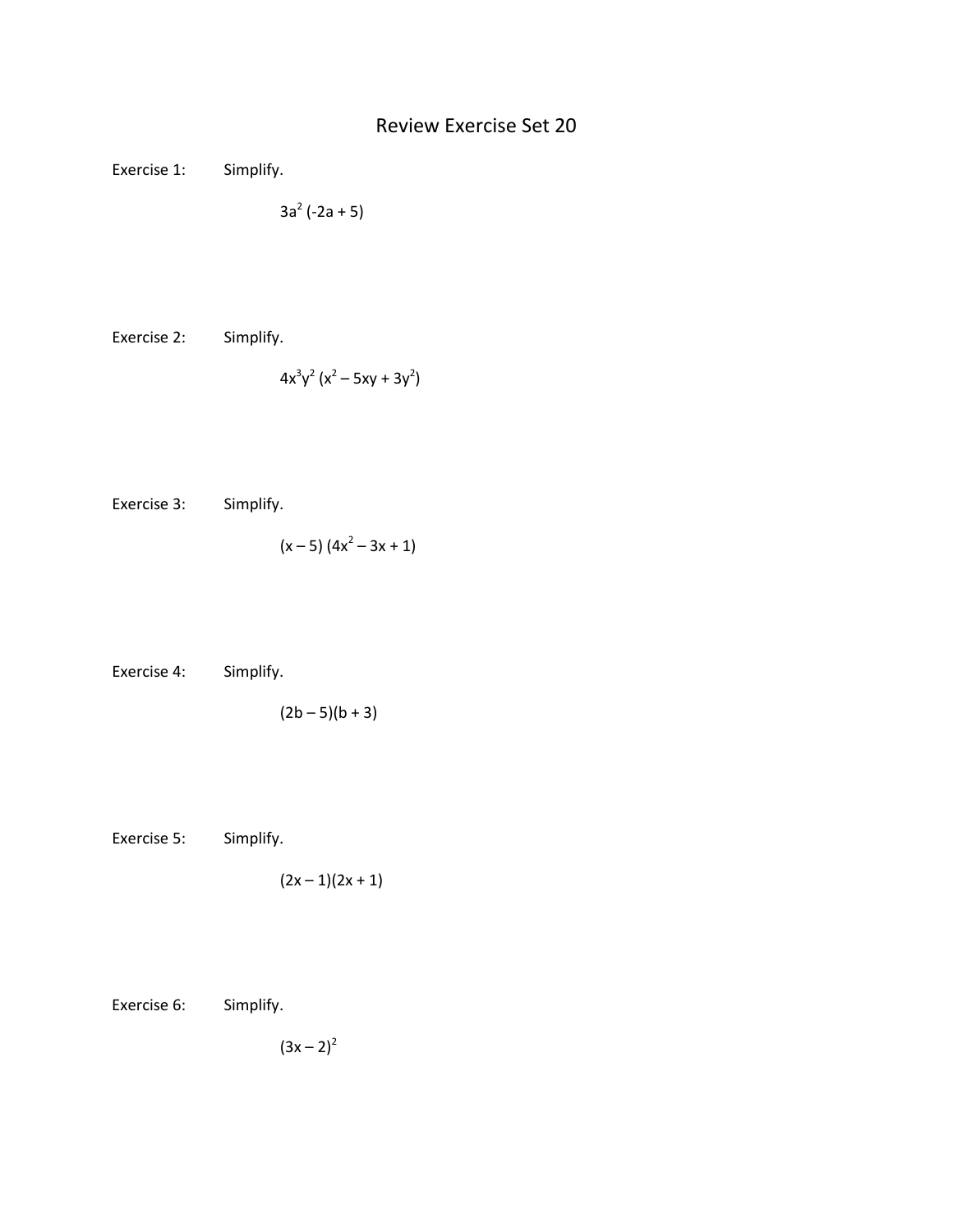# Review Exercise Set 20

Exercise 1: Simplify.

$$3a^2(-2a + 5)$$

Exercise 2: Simplify.

$$4x^3y^2(x^2 - 5xy + 3y^2)$$

Exercise 3: Simplify.

$$(x - 5)(4x^2 - 3x + 1)$$

Exercise 4: Simplify.

$$(2b - 5)(b + 3)$$

Exercise 5: Simplify.

$$(2x - 1)(2x + 1)$$

Exercise 6: Simplify.

$$(3x - 2)^2$$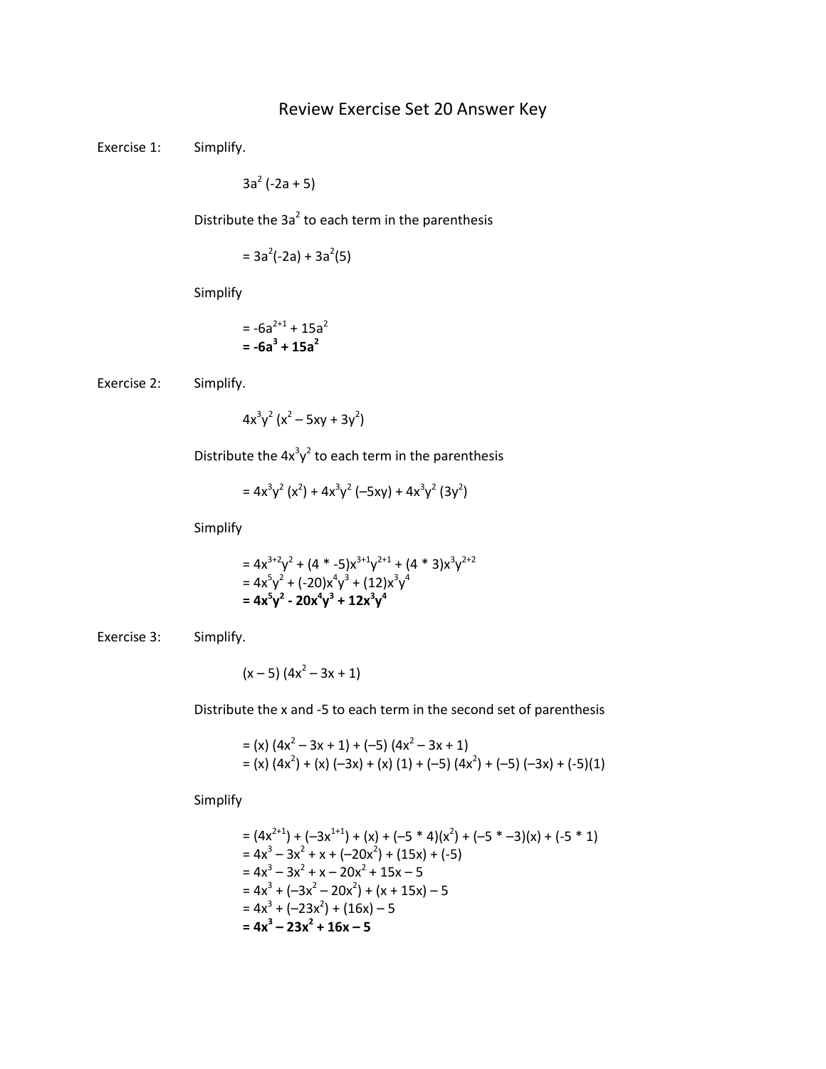# Review Exercise Set 20 Answer Key

Exercise 1: Simplify.

$$3a^2(-2a + 5)$$

Distribute the $3a^2$ to each term in the parenthesis

$$= 3a^2(-2a) + 3a^2(5)$$

Simplify

$$= -6a^{2+1} + 15a^2$$
$$\mathbf{= -6a^3 + 15a^2}$$

Exercise 2: Simplify.

$$4x^3y^2(x^2 - 5xy + 3y^2)$$

Distribute the $4x^3y^2$ to each term in the parenthesis

$$= 4x^3y^2(x^2) + 4x^3y^2(-5xy) + 4x^3y^2(3y^2)$$

Simplify

$$= 4x^{3+2}y^2 + (4 * -5)x^{3+1}y^{2+1} + (4 * 3)x^3y^{2+2}$$
$$= 4x^5y^2 + (-20)x^4y^3 + (12)x^3y^4$$
$$\mathbf{= 4x^5y^2 - 20x^4y^3 + 12x^3y^4}$$

Exercise 3: Simplify.

$$(x - 5)(4x^2 - 3x + 1)$$

Distribute the x and -5 to each term in the second set of parenthesis

$$= (x)(4x^2 - 3x + 1) + (-5)(4x^2 - 3x + 1)$$
$$= (x)(4x^2) + (x)(-3x) + (x)(1) + (-5)(4x^2) + (-5)(-3x) + (-5)(1)$$

Simplify

$$= (4x^{2+1}) + (-3x^{1+1}) + (x) + (-5 * 4)(x^2) + (-5 * -3)(x) + (-5 * 1)$$
$$= 4x^3 - 3x^2 + x + (-20x^2) + (15x) + (-5)$$
$$= 4x^3 - 3x^2 + x - 20x^2 + 15x - 5$$
$$= 4x^3 + (-3x^2 - 20x^2) + (x + 15x) - 5$$
$$= 4x^3 + (-23x^2) + (16x) - 5$$
$$\mathbf{= 4x^3 - 23x^2 + 16x - 5}$$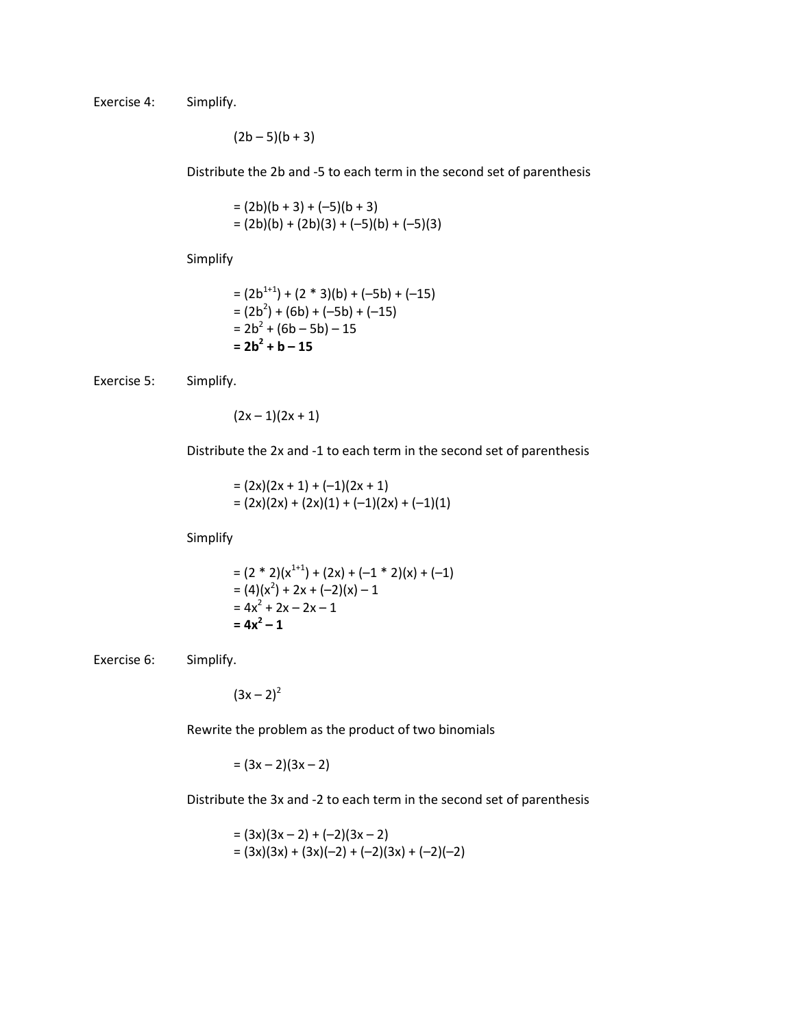Exercise 4: Simplify.

$$(2b - 5)(b + 3)$$

Distribute the 2b and -5 to each term in the second set of parenthesis

$$= (2b)(b + 3) + (-5)(b + 3)$$
$$= (2b)(b) + (2b)(3) + (-5)(b) + (-5)(3)$$

Simplify

$$= (2b^{1+1}) + (2 * 3)(b) + (-5b) + (-15)$$
$$= (2b^2) + (6b) + (-5b) + (-15)$$
$$= 2b^2 + (6b - 5b) - 15$$
$$\mathbf{= 2b^2 + b - 15}$$

Exercise 5: Simplify.

$$(2x - 1)(2x + 1)$$

Distribute the 2x and -1 to each term in the second set of parenthesis

$$= (2x)(2x + 1) + (-1)(2x + 1)$$
$$= (2x)(2x) + (2x)(1) + (-1)(2x) + (-1)(1)$$

Simplify

$$= (2 * 2)(x^{1+1}) + (2x) + (-1 * 2)(x) + (-1)$$
$$= (4)(x^2) + 2x + (-2)(x) - 1$$
$$= 4x^2 + 2x - 2x - 1$$
$$\mathbf{= 4x^2 - 1}$$

Exercise 6: Simplify.

$$(3x - 2)^2$$

Rewrite the problem as the product of two binomials

$$= (3x - 2)(3x - 2)$$

Distribute the 3x and -2 to each term in the second set of parenthesis

$$= (3x)(3x - 2) + (-2)(3x - 2)$$
$$= (3x)(3x) + (3x)(-2) + (-2)(3x) + (-2)(-2)$$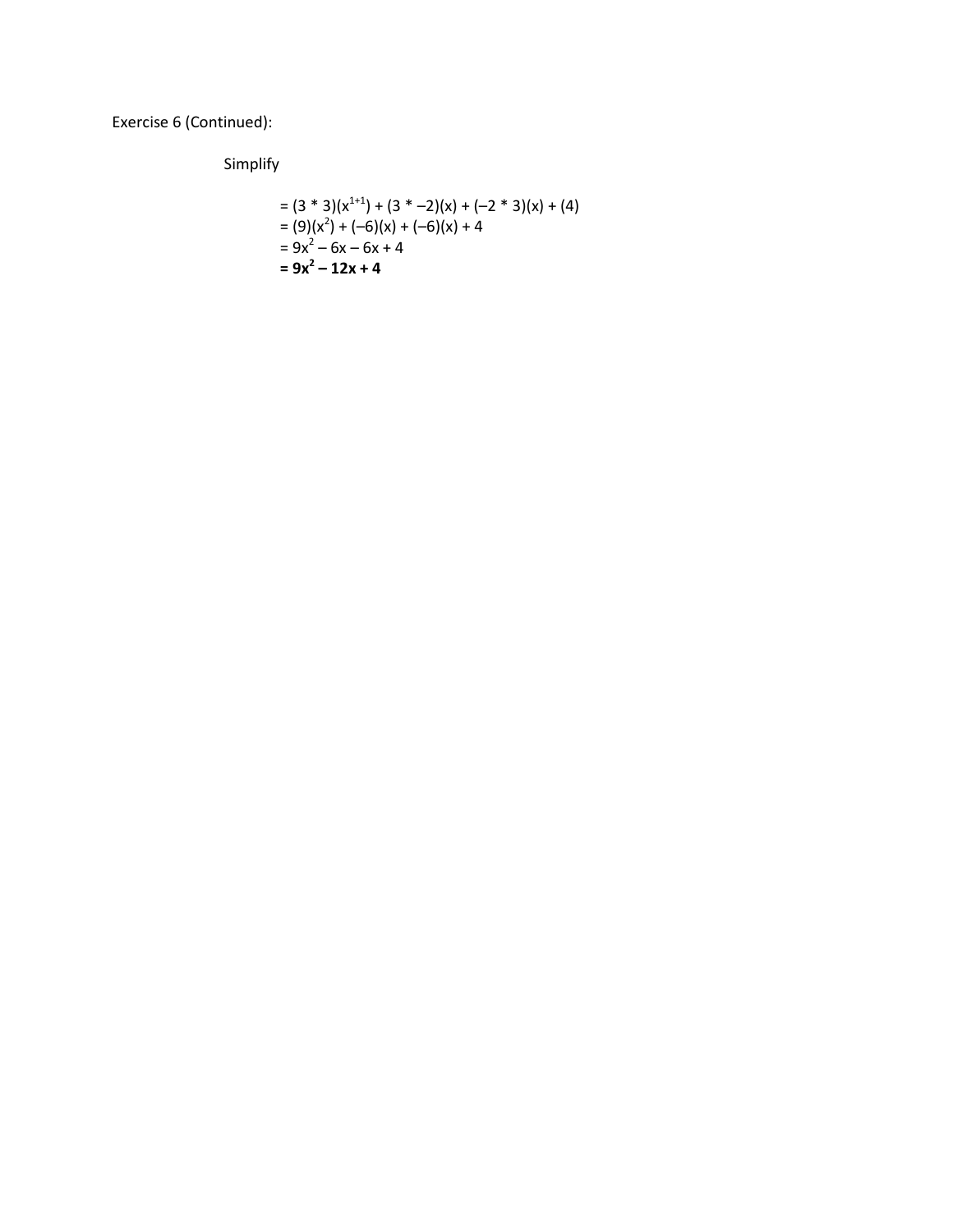Exercise 6 (Continued):

Simplify

$$= (3 * 3)(x^{1+1}) + (3 * -2)(x) + (-2 * 3)(x) + (4)$$
$$= (9)(x^2) + (-6)(x) + (-6)(x) + 4$$
$$= 9x^2 - 6x - 6x + 4$$
$$\mathbf{= 9x^2 - 12x + 4}$$